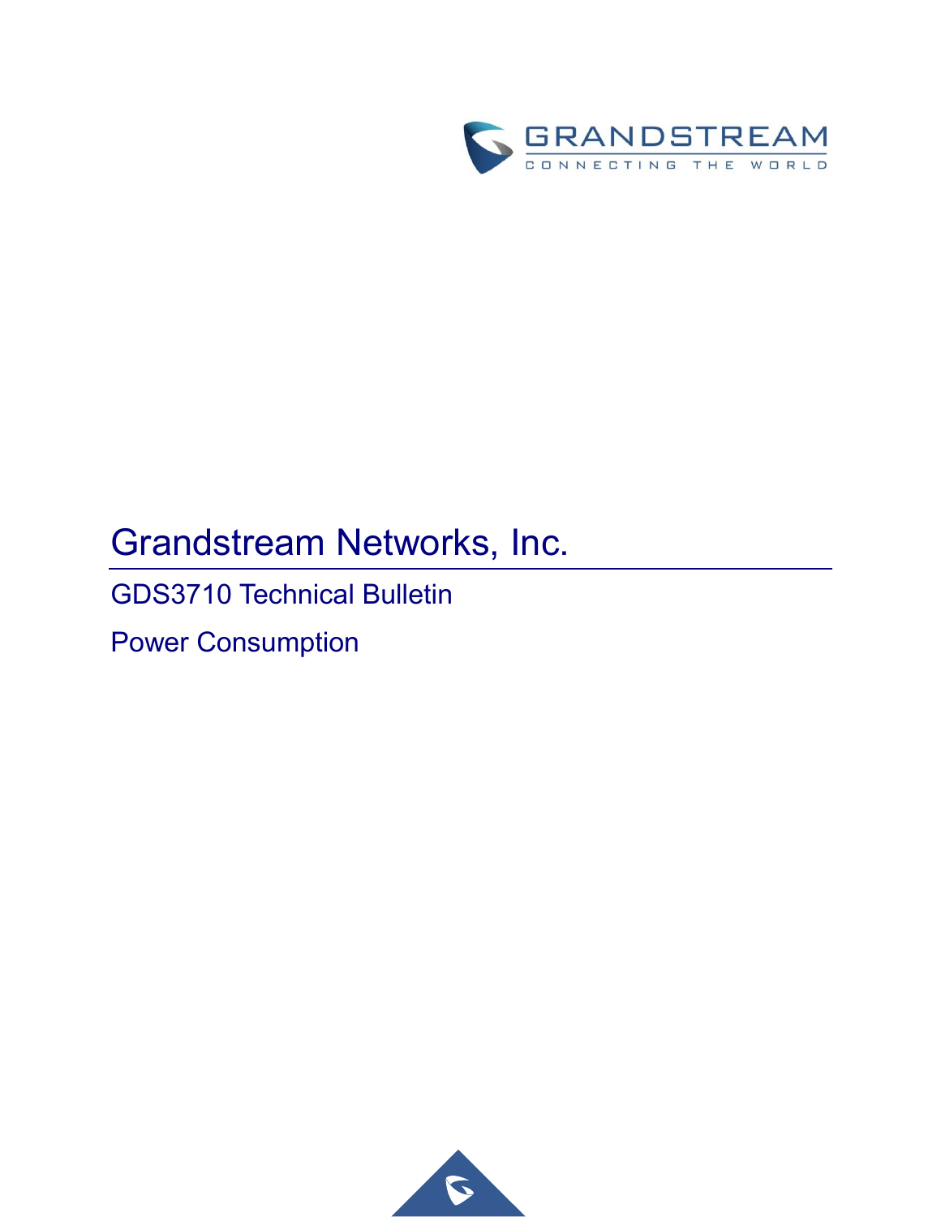# Grandstream Networks, Inc.

## GDS3710 Technical Bulletin

## Power Consumption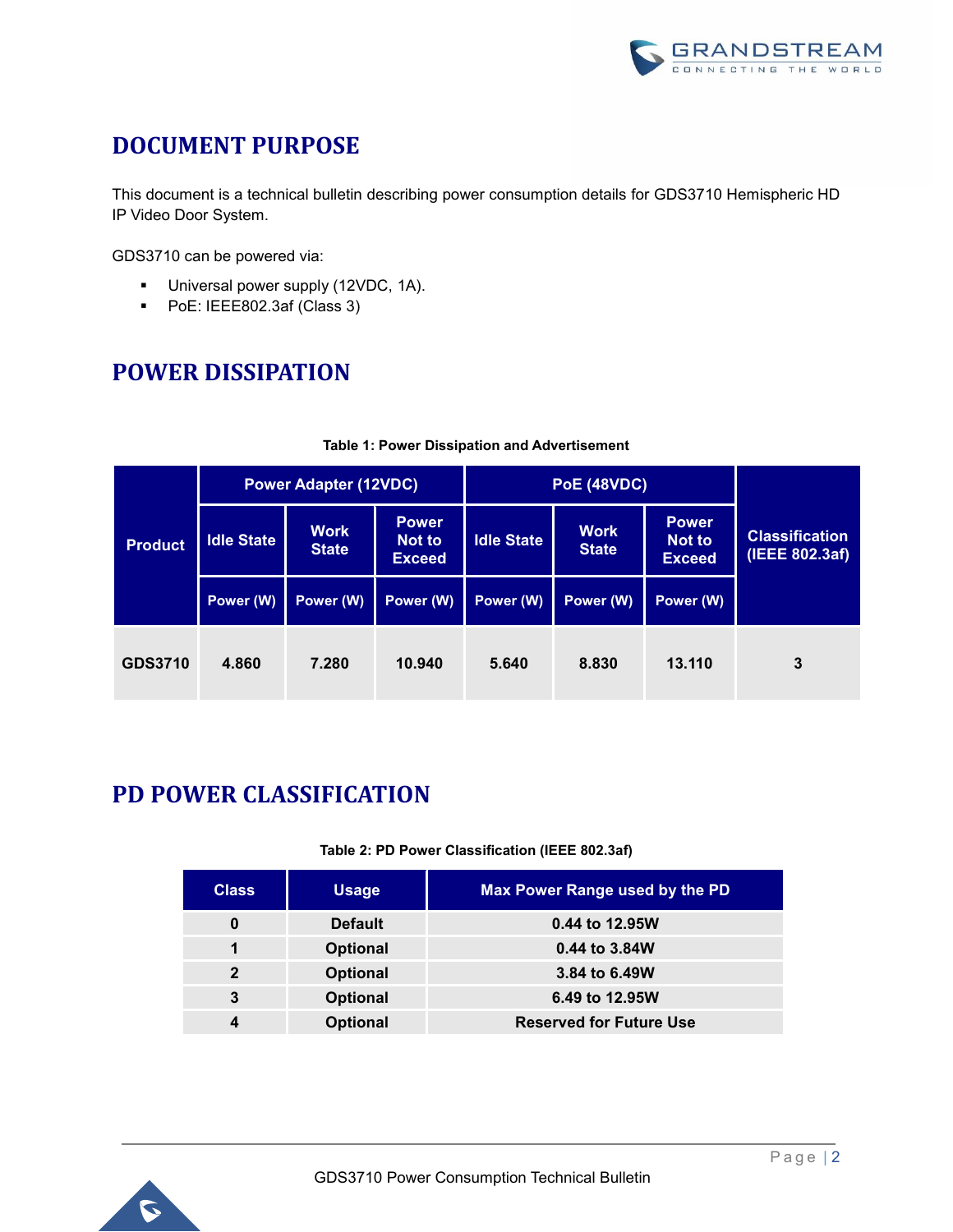# DOCUMENT PURPOSE

This document is a technical bulletin describing power consumption details for GDS3710 Hemispheric HD IP Video Door System.

GDS3710 can be powered via:

- Universal power supply (12VDC, 1A).
- PoE: IEEE802.3af (Class 3)

# POWER DISSIPATION

**Table 1: Power Dissipation and Advertisement**

| Product | Power Adapter (12VDC) | | | PoE (48VDC) | | | Classification (IEEE 802.3af) |
|---|---|---|---|---|---|---|---|
| | Idle State | Work State | Power Not to Exceed | Idle State | Work State | Power Not to Exceed | |
| | Power (W) | Power (W) | Power (W) | Power (W) | Power (W) | Power (W) | |
| GDS3710 | 4.860 | 7.280 | 10.940 | 5.640 | 8.830 | 13.110 | 3 |

# PD POWER CLASSIFICATION

**Table 2: PD Power Classification (IEEE 802.3af)**

| Class | Usage | Max Power Range used by the PD |
|---|---|---|
| 0 | Default | 0.44 to 12.95W |
| 1 | Optional | 0.44 to 3.84W |
| 2 | Optional | 3.84 to 6.49W |
| 3 | Optional | 6.49 to 12.95W |
| 4 | Optional | Reserved for Future Use |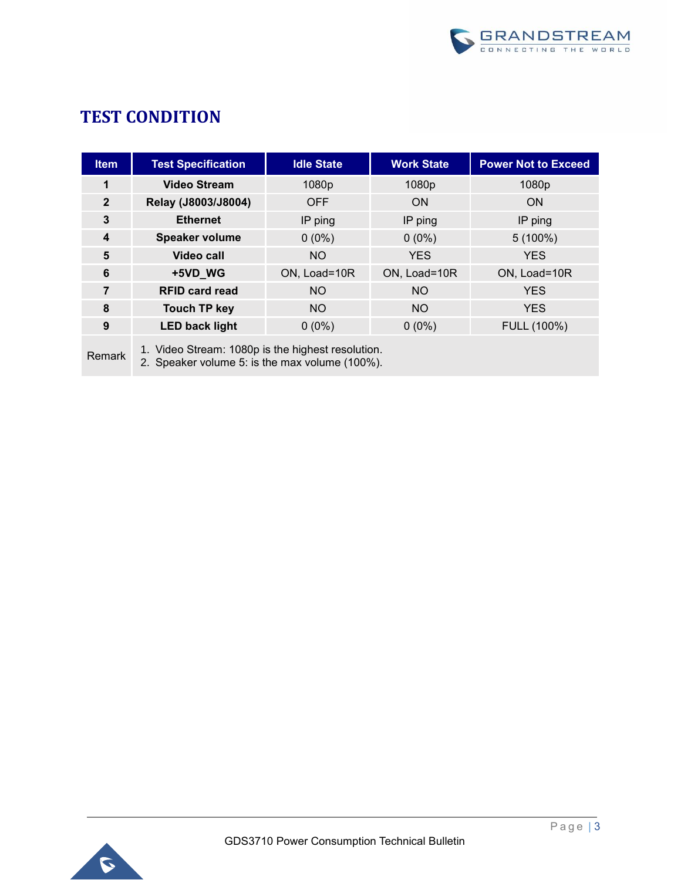# TEST CONDITION

| Item | Test Specification | Idle State | Work State | Power Not to Exceed |
|---|---|---|---|---|
| **1** | **Video Stream** | 1080p | 1080p | 1080p |
| **2** | **Relay (J8003/J8004)** | OFF | ON | ON |
| **3** | **Ethernet** | IP ping | IP ping | IP ping |
| **4** | **Speaker volume** | 0 (0%) | 0 (0%) | 5 (100%) |
| **5** | **Video call** | NO | YES | YES |
| **6** | **+5VD_WG** | ON, Load=10R | ON, Load=10R | ON, Load=10R |
| **7** | **RFID card read** | NO | NO | YES |
| **8** | **Touch TP key** | NO | NO | YES |
| **9** | **LED back light** | 0 (0%) | 0 (0%) | FULL (100%) |
| Remark | 1. Video Stream: 1080p is the highest resolution.<br>2. Speaker volume 5: is the max volume (100%). | | | |